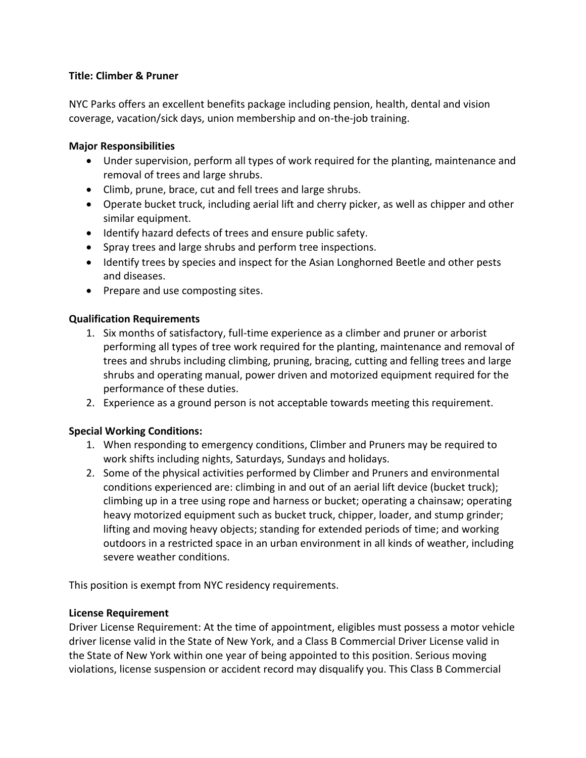**Title: Climber & Pruner**

NYC Parks offers an excellent benefits package including pension, health, dental and vision coverage, vacation/sick days, union membership and on-the-job training.

**Major Responsibilities**

- Under supervision, perform all types of work required for the planting, maintenance and removal of trees and large shrubs.
- Climb, prune, brace, cut and fell trees and large shrubs.
- Operate bucket truck, including aerial lift and cherry picker, as well as chipper and other similar equipment.
- Identify hazard defects of trees and ensure public safety.
- Spray trees and large shrubs and perform tree inspections.
- Identify trees by species and inspect for the Asian Longhorned Beetle and other pests and diseases.
- Prepare and use composting sites.

**Qualification Requirements**

1. Six months of satisfactory, full-time experience as a climber and pruner or arborist performing all types of tree work required for the planting, maintenance and removal of trees and shrubs including climbing, pruning, bracing, cutting and felling trees and large shrubs and operating manual, power driven and motorized equipment required for the performance of these duties.
2. Experience as a ground person is not acceptable towards meeting this requirement.

**Special Working Conditions:**

1. When responding to emergency conditions, Climber and Pruners may be required to work shifts including nights, Saturdays, Sundays and holidays.
2. Some of the physical activities performed by Climber and Pruners and environmental conditions experienced are: climbing in and out of an aerial lift device (bucket truck); climbing up in a tree using rope and harness or bucket; operating a chainsaw; operating heavy motorized equipment such as bucket truck, chipper, loader, and stump grinder; lifting and moving heavy objects; standing for extended periods of time; and working outdoors in a restricted space in an urban environment in all kinds of weather, including severe weather conditions.

This position is exempt from NYC residency requirements.

**License Requirement**

Driver License Requirement: At the time of appointment, eligibles must possess a motor vehicle driver license valid in the State of New York, and a Class B Commercial Driver License valid in the State of New York within one year of being appointed to this position. Serious moving violations, license suspension or accident record may disqualify you. This Class B Commercial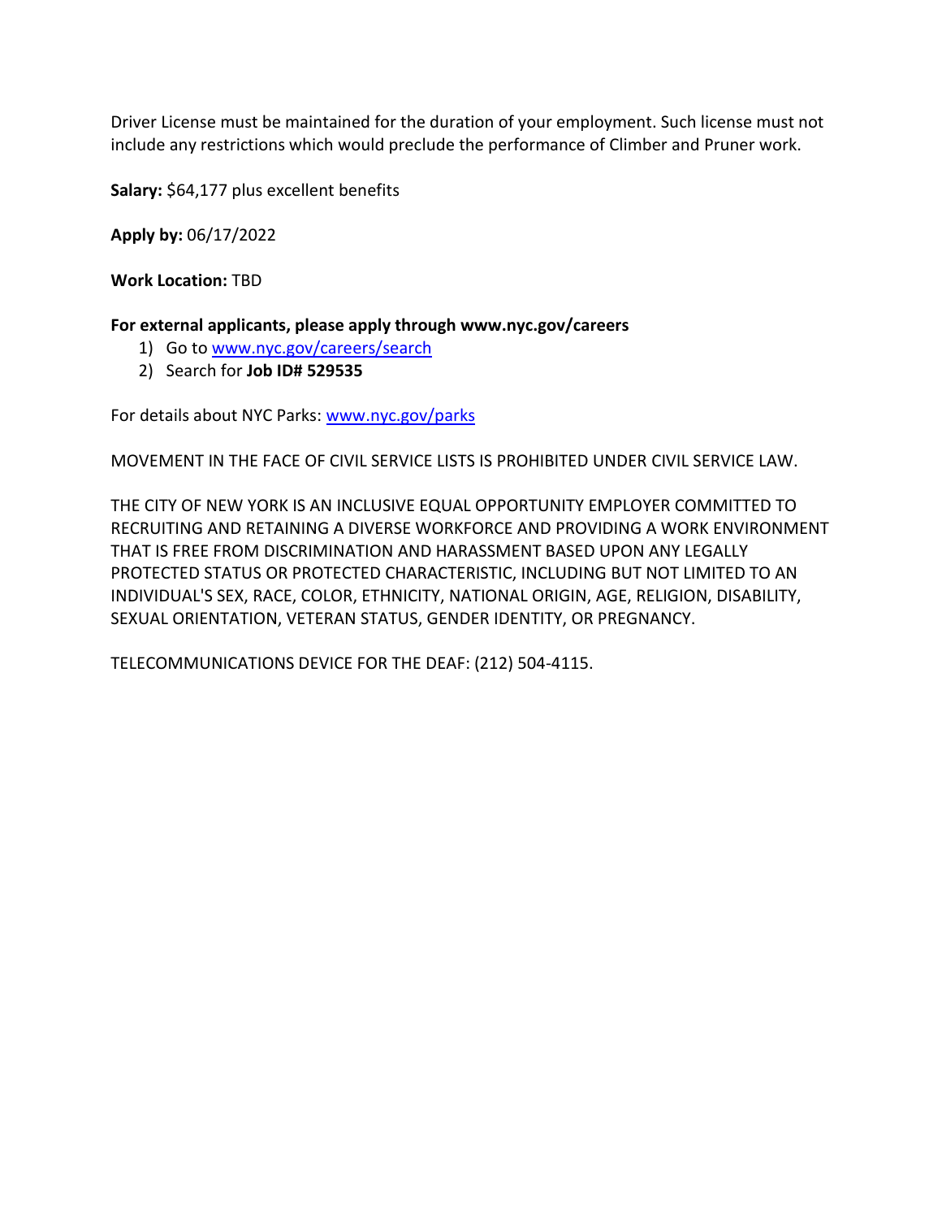Driver License must be maintained for the duration of your employment. Such license must not include any restrictions which would preclude the performance of Climber and Pruner work.

**Salary:** $64,177 plus excellent benefits

**Apply by:** 06/17/2022

**Work Location:** TBD

**For external applicants, please apply through www.nyc.gov/careers**

1) Go to [www.nyc.gov/careers/search](www.nyc.gov/careers/search)
2) Search for **Job ID# 529535**

For details about NYC Parks: [www.nyc.gov/parks](www.nyc.gov/parks)

MOVEMENT IN THE FACE OF CIVIL SERVICE LISTS IS PROHIBITED UNDER CIVIL SERVICE LAW.

THE CITY OF NEW YORK IS AN INCLUSIVE EQUAL OPPORTUNITY EMPLOYER COMMITTED TO RECRUITING AND RETAINING A DIVERSE WORKFORCE AND PROVIDING A WORK ENVIRONMENT THAT IS FREE FROM DISCRIMINATION AND HARASSMENT BASED UPON ANY LEGALLY PROTECTED STATUS OR PROTECTED CHARACTERISTIC, INCLUDING BUT NOT LIMITED TO AN INDIVIDUAL'S SEX, RACE, COLOR, ETHNICITY, NATIONAL ORIGIN, AGE, RELIGION, DISABILITY, SEXUAL ORIENTATION, VETERAN STATUS, GENDER IDENTITY, OR PREGNANCY.

TELECOMMUNICATIONS DEVICE FOR THE DEAF: (212) 504-4115.